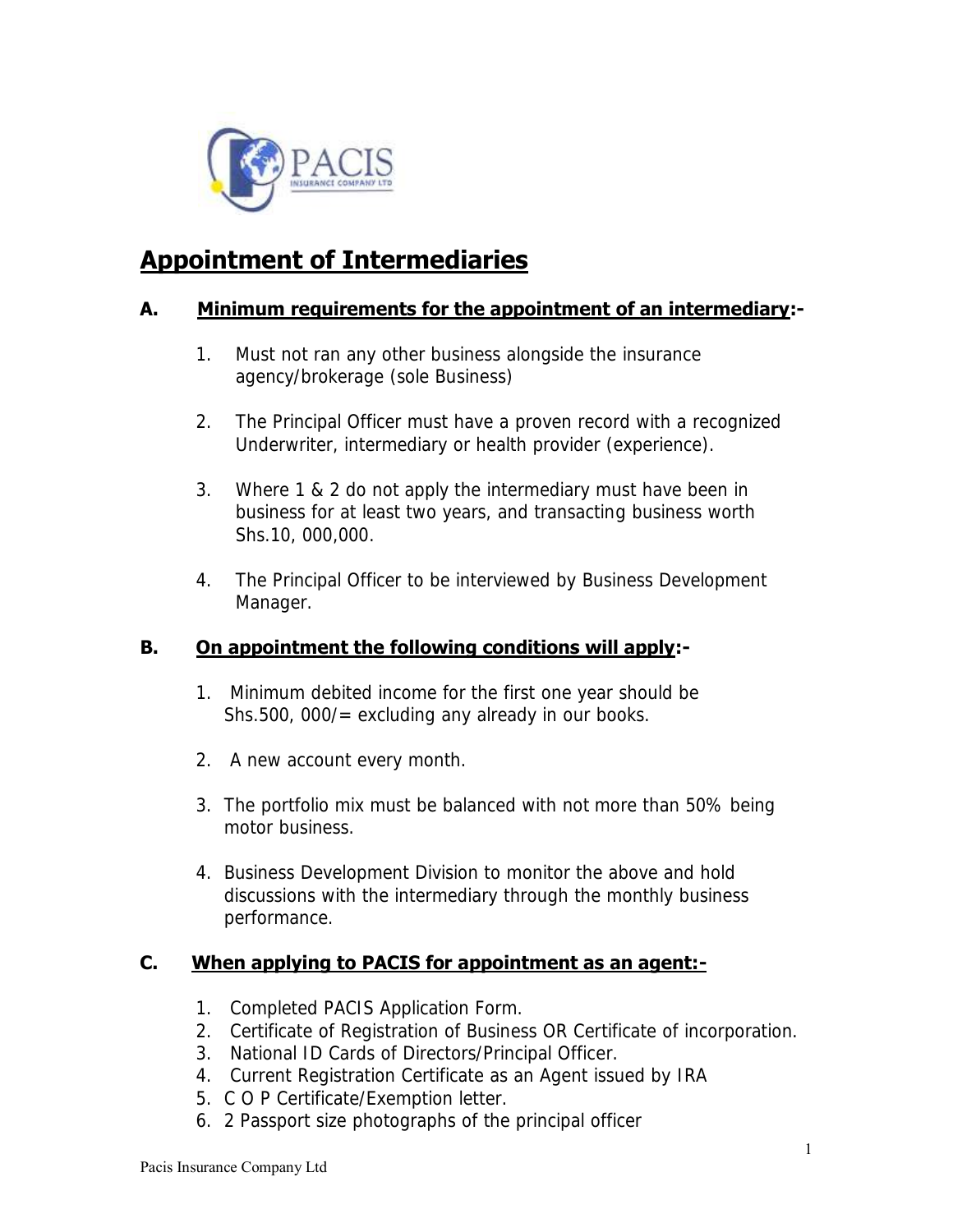PACIS

INSURANCE COMPANY LTD

# Appointment of Intermediaries

## A. Minimum requirements for the appointment of an intermediary:-

1. Must not ran any other business alongside the insurance agency/brokerage (sole Business)

2. The Principal Officer must have a proven record with a recognized Underwriter, intermediary or health provider (experience).

3. Where 1 & 2 do not apply the intermediary must have been in business for at least two years, and transacting business worth Shs.10, 000,000.

4. The Principal Officer to be interviewed by Business Development Manager.

## B. On appointment the following conditions will apply:-

1. Minimum debited income for the first one year should be Shs.500, 000/= excluding any already in our books.

2. A new account every month.

3. The portfolio mix must be balanced with not more than 50% being motor business.

4. Business Development Division to monitor the above and hold discussions with the intermediary through the monthly business performance.

## C. When applying to PACIS for appointment as an agent:-

1. Completed PACIS Application Form.
2. Certificate of Registration of Business OR Certificate of incorporation.
3. National ID Cards of Directors/Principal Officer.
4. Current Registration Certificate as an Agent issued by IRA
5. C O P Certificate/Exemption letter.
6. 2 Passport size photographs of the principal officer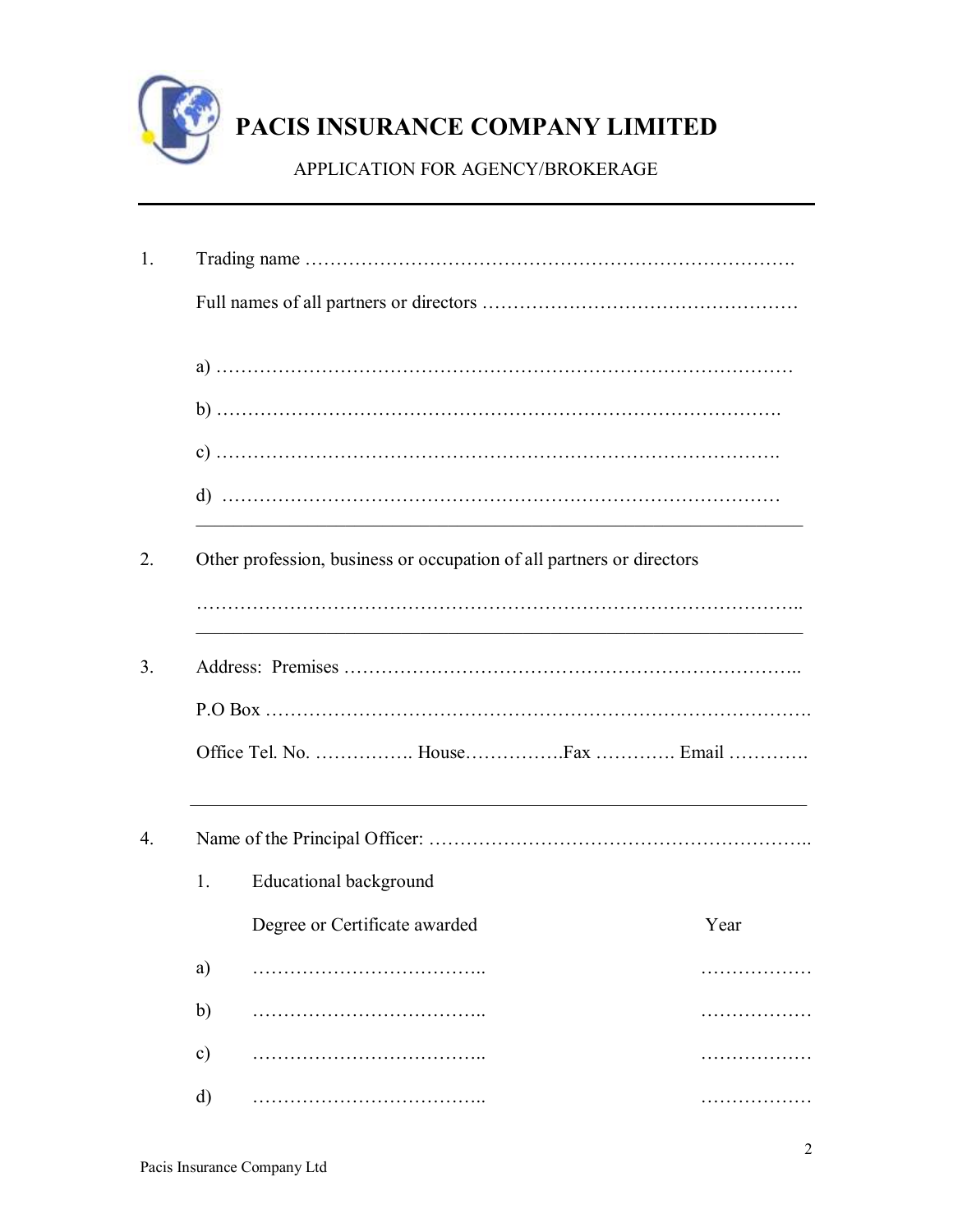# PACIS INSURANCE COMPANY LIMITED

APPLICATION FOR AGENCY/BROKERAGE

---

1. Trading name ……………………………………………………………………….

   Full names of all partners or directors ……………………………………………

   a) ………………………………………………………………………………

   b) …………………………………………………………………………….

   c) …………………………………………………………………………….

   d) ……………………………………………………………………………

---

2. Other profession, business or occupation of all partners or directors

   ……………………………………………………………………………………..

---

3. Address: Premises ……………………………………………………………..

   P.O Box ………………………………………………………………………….

   Office Tel. No. ……………. House…………….Fax …………. Email ………….

---

4. Name of the Principal Officer: …………………………………………………..

   1. Educational background

| | Degree or Certificate awarded | Year |
|---|---|---|
| a) | ……………………………….. | ……………… |
| b) | ……………………………….. | ……………… |
| c) | ……………………………….. | ……………… |
| d) | ……………………………….. | ……………… |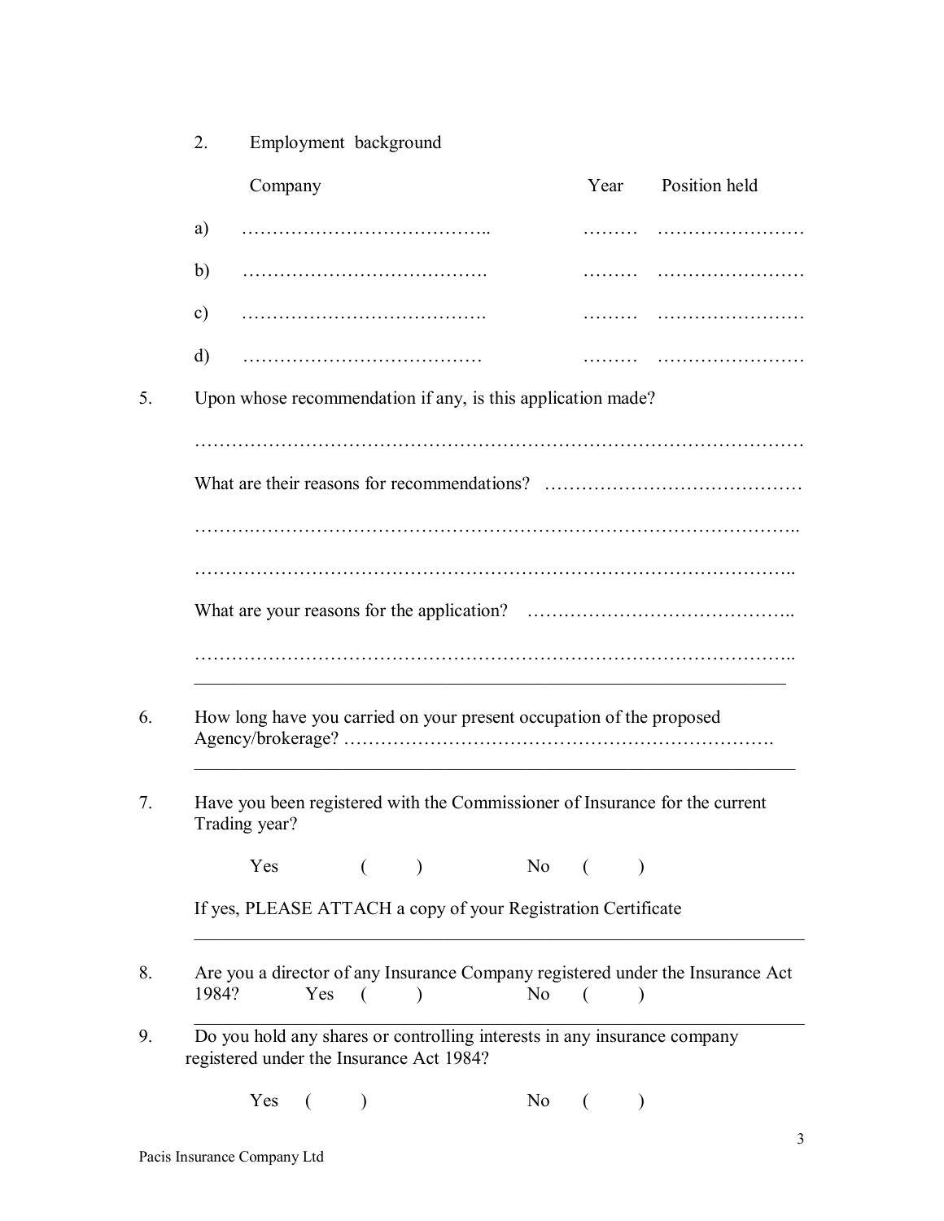2. Employment background

| | Company | Year | Position held |
|---|---|---|---|
| a) | ………………………………….. | ……… | …………………… |
| b) | …………………………………. | ……… | …………………… |
| c) | …………………………………. | ……… | …………………… |
| d) | ………………………………… | ……… | …………………… |

5. Upon whose recommendation if any, is this application made?

……………………………………………………………………………………

What are their reasons for recommendations? ……………………………………

…….……………………………………………………………………………..

…………………………………………………………………………………..

What are your reasons for the application? ……………………………………..

…………………………………………………………………………………..

---

6. How long have you carried on your present occupation of the proposed Agency/brokerage? ……………………………………………………………….

---

7. Have you been registered with the Commissioner of Insurance for the current Trading year?

Yes ( ) No ( )

If yes, PLEASE ATTACH a copy of your Registration Certificate

---

8. Are you a director of any Insurance Company registered under the Insurance Act 1984? Yes ( ) No ( )

---

9. Do you hold any shares or controlling interests in any insurance company registered under the Insurance Act 1984?

Yes ( ) No ( )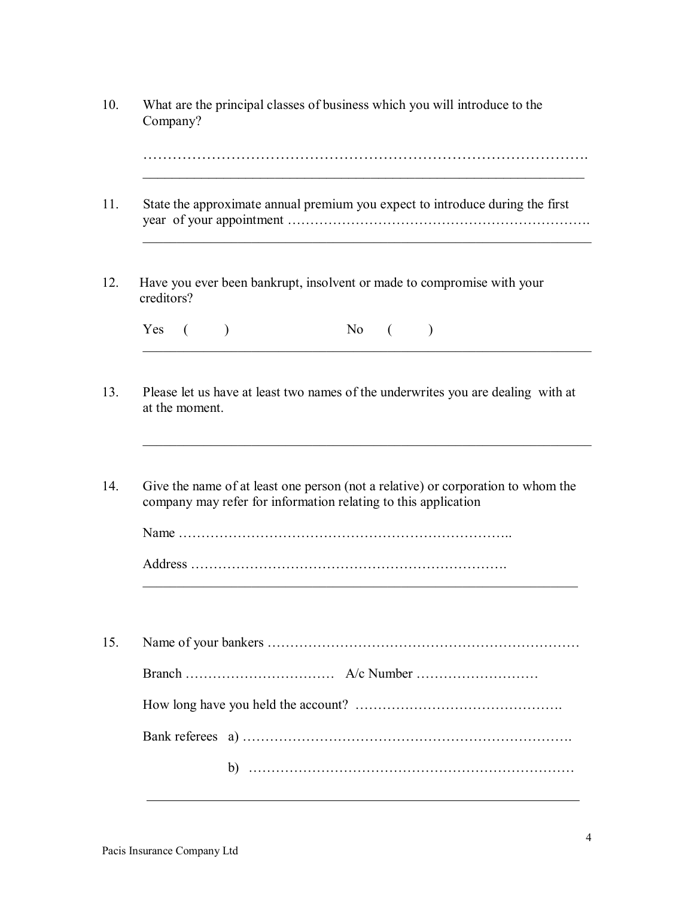10. What are the principal classes of business which you will introduce to the Company?

    ……………………………………………………………………………………….

11. State the approximate annual premium you expect to introduce during the first year of your appointment ………………………………………………………….

12. Have you ever been bankrupt, insolvent or made to compromise with your creditors?

    Yes ( ) No ( )

13. Please let us have at least two names of the underwrites you are dealing with at at the moment.

14. Give the name of at least one person (not a relative) or corporation to whom the company may refer for information relating to this application

    Name ………………………………………………………………..

    Address …………………………………………………………….

15. Name of your bankers ……………………………………………………………

    Branch …………………………… A/c Number ………………………

    How long have you held the account? ……………………………………….

    Bank referees a) ……………………………………………………………….

    b) ………………………………………………………………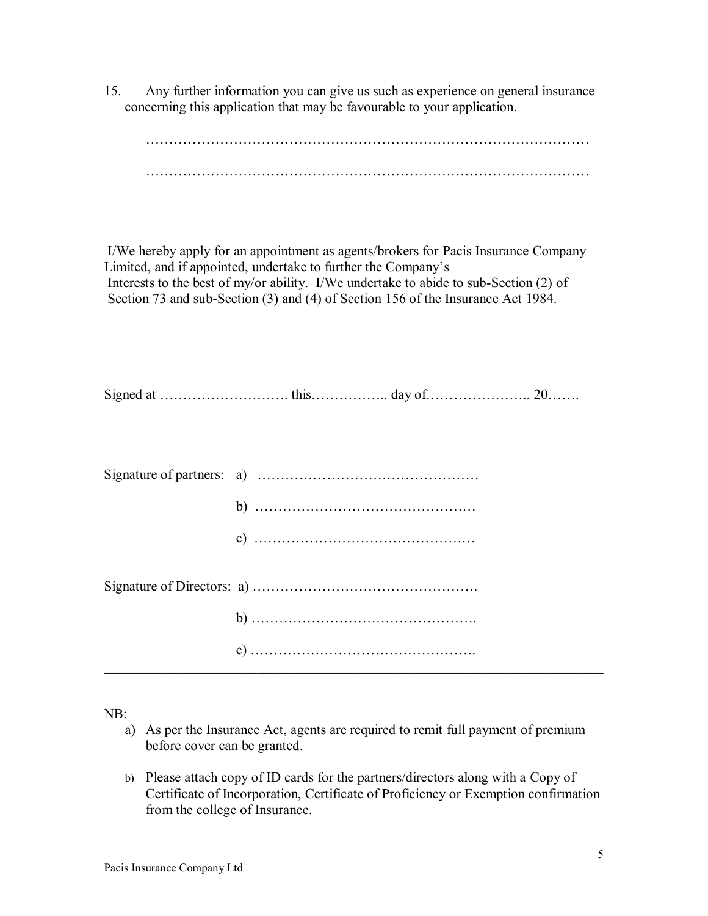15. Any further information you can give us such as experience on general insurance concerning this application that may be favourable to your application.

………………………………………………………………………………………

………………………………………………………………………………………

I/We hereby apply for an appointment as agents/brokers for Pacis Insurance Company Limited, and if appointed, undertake to further the Company's Interests to the best of my/or ability. I/We undertake to abide to sub-Section (2) of Section 73 and sub-Section (3) and (4) of Section 156 of the Insurance Act 1984.

Signed at ………………………. this…………….. day of………………….. 20…….

Signature of partners: a) …………………………………………

b) …………………………………………

c) …………………………………………

Signature of Directors: a) ………………………………………….

b) ………………………………………….

c) ………………………………………….

---

NB:

a) As per the Insurance Act, agents are required to remit full payment of premium before cover can be granted.

b) Please attach copy of ID cards for the partners/directors along with a Copy of Certificate of Incorporation, Certificate of Proficiency or Exemption confirmation from the college of Insurance.